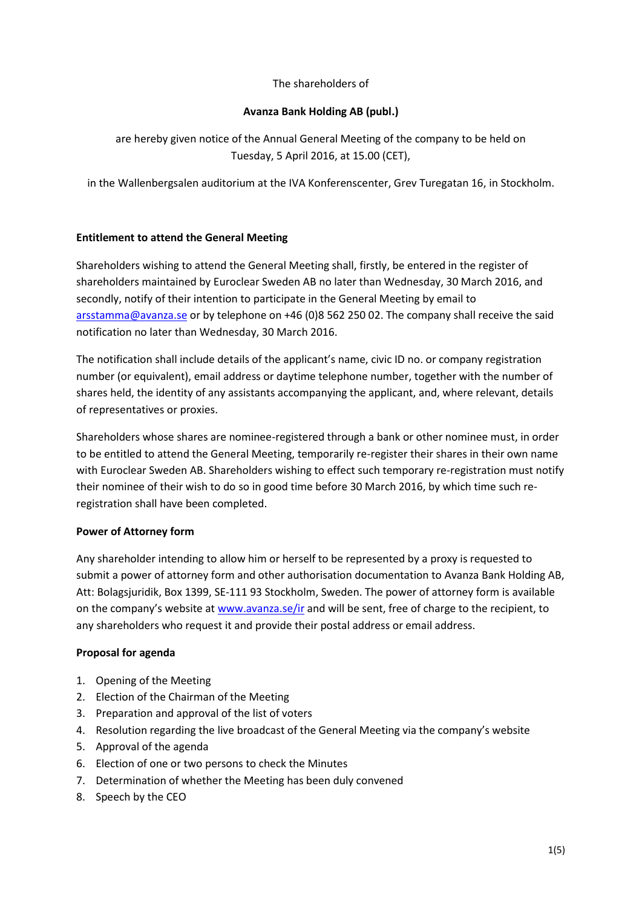The shareholders of

**Avanza Bank Holding AB (publ.)**

are hereby given notice of the Annual General Meeting of the company to be held on Tuesday, 5 April 2016, at 15.00 (CET),

in the Wallenbergsalen auditorium at the IVA Konferenscenter, Grev Turegatan 16, in Stockholm.

**Entitlement to attend the General Meeting**

Shareholders wishing to attend the General Meeting shall, firstly, be entered in the register of shareholders maintained by Euroclear Sweden AB no later than Wednesday, 30 March 2016, and secondly, notify of their intention to participate in the General Meeting by email to arsstamma@avanza.se or by telephone on +46 (0)8 562 250 02. The company shall receive the said notification no later than Wednesday, 30 March 2016.

The notification shall include details of the applicant's name, civic ID no. or company registration number (or equivalent), email address or daytime telephone number, together with the number of shares held, the identity of any assistants accompanying the applicant, and, where relevant, details of representatives or proxies.

Shareholders whose shares are nominee-registered through a bank or other nominee must, in order to be entitled to attend the General Meeting, temporarily re-register their shares in their own name with Euroclear Sweden AB. Shareholders wishing to effect such temporary re-registration must notify their nominee of their wish to do so in good time before 30 March 2016, by which time such re-registration shall have been completed.

**Power of Attorney form**

Any shareholder intending to allow him or herself to be represented by a proxy is requested to submit a power of attorney form and other authorisation documentation to Avanza Bank Holding AB, Att: Bolagsjuridik, Box 1399, SE-111 93 Stockholm, Sweden. The power of attorney form is available on the company's website at www.avanza.se/ir and will be sent, free of charge to the recipient, to any shareholders who request it and provide their postal address or email address.

**Proposal for agenda**

1. Opening of the Meeting
2. Election of the Chairman of the Meeting
3. Preparation and approval of the list of voters
4. Resolution regarding the live broadcast of the General Meeting via the company's website
5. Approval of the agenda
6. Election of one or two persons to check the Minutes
7. Determination of whether the Meeting has been duly convened
8. Speech by the CEO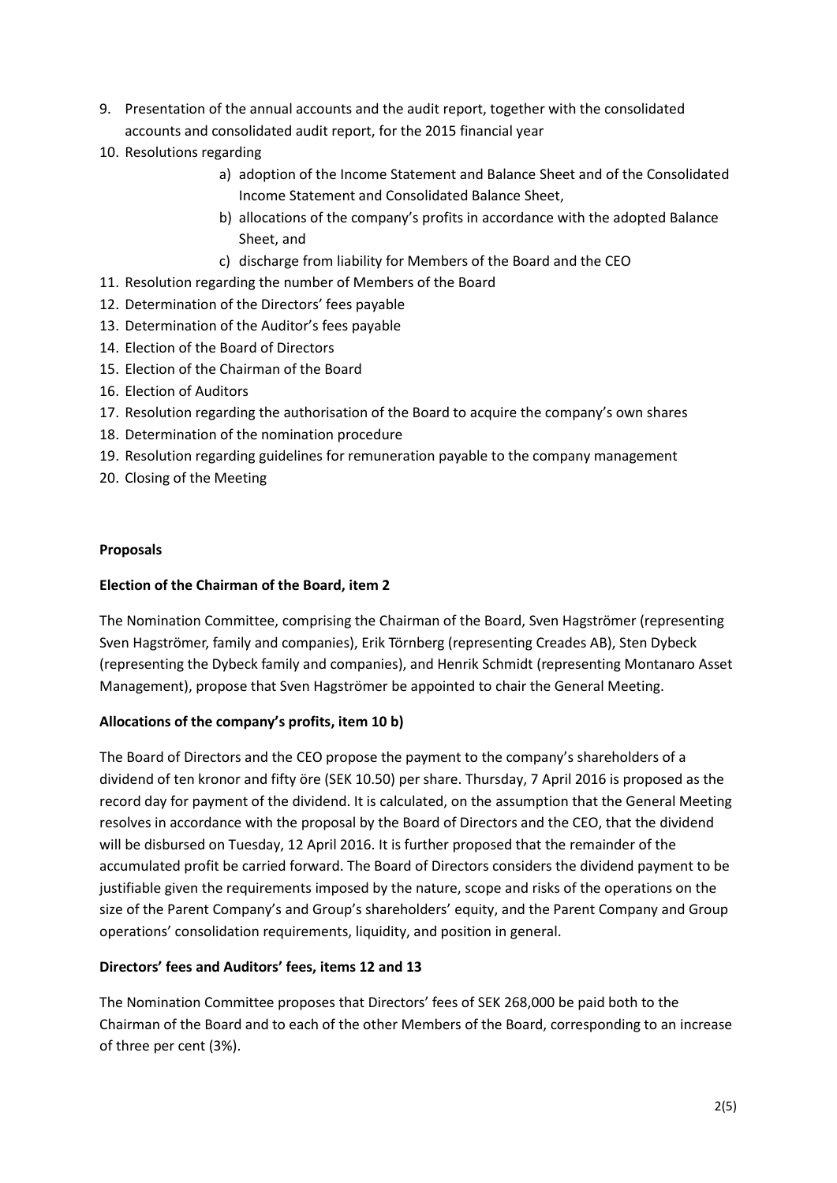9. Presentation of the annual accounts and the audit report, together with the consolidated accounts and consolidated audit report, for the 2015 financial year
10. Resolutions regarding
    a) adoption of the Income Statement and Balance Sheet and of the Consolidated Income Statement and Consolidated Balance Sheet,
    b) allocations of the company's profits in accordance with the adopted Balance Sheet, and
    c) discharge from liability for Members of the Board and the CEO
11. Resolution regarding the number of Members of the Board
12. Determination of the Directors' fees payable
13. Determination of the Auditor's fees payable
14. Election of the Board of Directors
15. Election of the Chairman of the Board
16. Election of Auditors
17. Resolution regarding the authorisation of the Board to acquire the company's own shares
18. Determination of the nomination procedure
19. Resolution regarding guidelines for remuneration payable to the company management
20. Closing of the Meeting

**Proposals**

**Election of the Chairman of the Board, item 2**

The Nomination Committee, comprising the Chairman of the Board, Sven Hagströmer (representing Sven Hagströmer, family and companies), Erik Törnberg (representing Creades AB), Sten Dybeck (representing the Dybeck family and companies), and Henrik Schmidt (representing Montanaro Asset Management), propose that Sven Hagströmer be appointed to chair the General Meeting.

**Allocations of the company's profits, item 10 b)**

The Board of Directors and the CEO propose the payment to the company's shareholders of a dividend of ten kronor and fifty öre (SEK 10.50) per share. Thursday, 7 April 2016 is proposed as the record day for payment of the dividend. It is calculated, on the assumption that the General Meeting resolves in accordance with the proposal by the Board of Directors and the CEO, that the dividend will be disbursed on Tuesday, 12 April 2016. It is further proposed that the remainder of the accumulated profit be carried forward. The Board of Directors considers the dividend payment to be justifiable given the requirements imposed by the nature, scope and risks of the operations on the size of the Parent Company's and Group's shareholders' equity, and the Parent Company and Group operations' consolidation requirements, liquidity, and position in general.

**Directors' fees and Auditors' fees, items 12 and 13**

The Nomination Committee proposes that Directors' fees of SEK 268,000 be paid both to the Chairman of the Board and to each of the other Members of the Board, corresponding to an increase of three per cent (3%).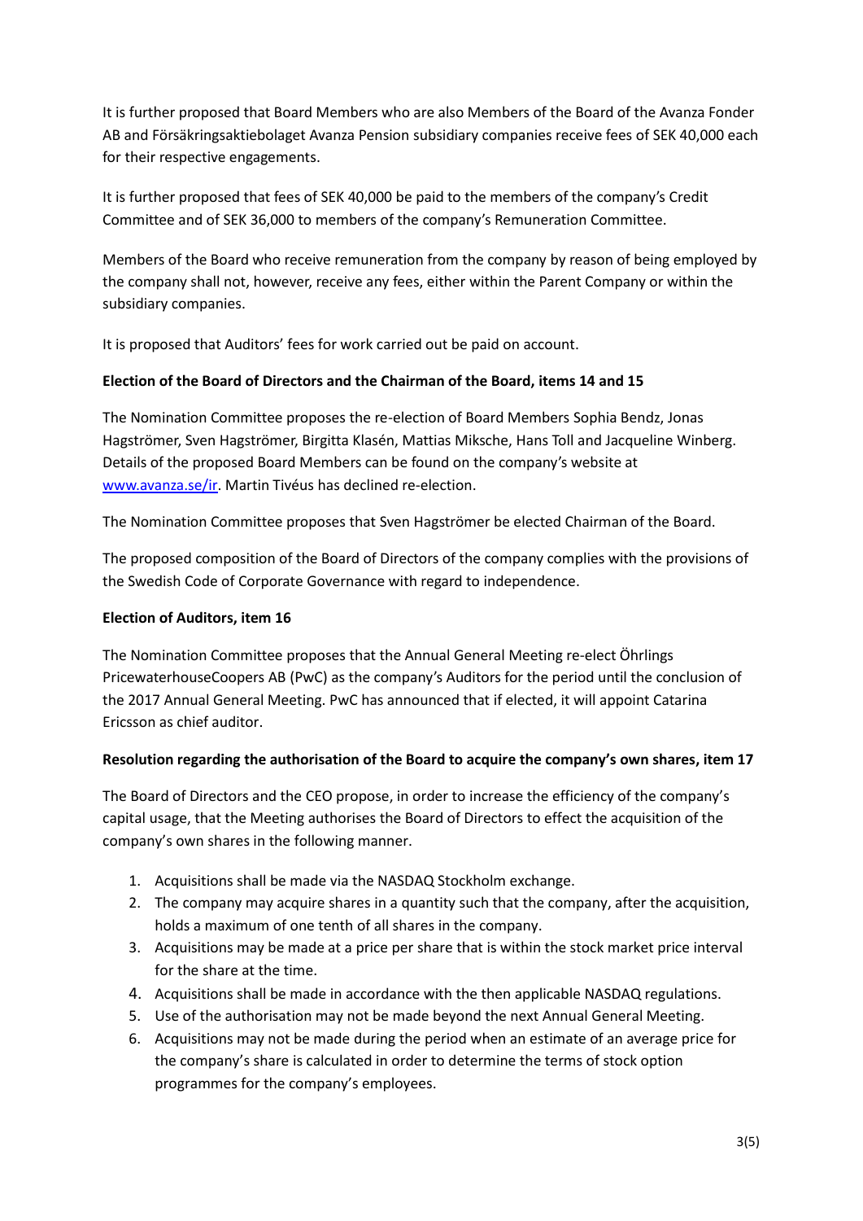It is further proposed that Board Members who are also Members of the Board of the Avanza Fonder AB and Försäkringsaktiebolaget Avanza Pension subsidiary companies receive fees of SEK 40,000 each for their respective engagements.

It is further proposed that fees of SEK 40,000 be paid to the members of the company's Credit Committee and of SEK 36,000 to members of the company's Remuneration Committee.

Members of the Board who receive remuneration from the company by reason of being employed by the company shall not, however, receive any fees, either within the Parent Company or within the subsidiary companies.

It is proposed that Auditors' fees for work carried out be paid on account.

**Election of the Board of Directors and the Chairman of the Board, items 14 and 15**

The Nomination Committee proposes the re-election of Board Members Sophia Bendz, Jonas Hagströmer, Sven Hagströmer, Birgitta Klasén, Mattias Miksche, Hans Toll and Jacqueline Winberg. Details of the proposed Board Members can be found on the company's website at [www.avanza.se/ir](www.avanza.se/ir). Martin Tivéus has declined re-election.

The Nomination Committee proposes that Sven Hagströmer be elected Chairman of the Board.

The proposed composition of the Board of Directors of the company complies with the provisions of the Swedish Code of Corporate Governance with regard to independence.

**Election of Auditors, item 16**

The Nomination Committee proposes that the Annual General Meeting re-elect Öhrlings PricewaterhouseCoopers AB (PwC) as the company's Auditors for the period until the conclusion of the 2017 Annual General Meeting. PwC has announced that if elected, it will appoint Catarina Ericsson as chief auditor.

**Resolution regarding the authorisation of the Board to acquire the company's own shares, item 17**

The Board of Directors and the CEO propose, in order to increase the efficiency of the company's capital usage, that the Meeting authorises the Board of Directors to effect the acquisition of the company's own shares in the following manner.

1. Acquisitions shall be made via the NASDAQ Stockholm exchange.
2. The company may acquire shares in a quantity such that the company, after the acquisition, holds a maximum of one tenth of all shares in the company.
3. Acquisitions may be made at a price per share that is within the stock market price interval for the share at the time.
4. Acquisitions shall be made in accordance with the then applicable NASDAQ regulations.
5. Use of the authorisation may not be made beyond the next Annual General Meeting.
6. Acquisitions may not be made during the period when an estimate of an average price for the company's share is calculated in order to determine the terms of stock option programmes for the company's employees.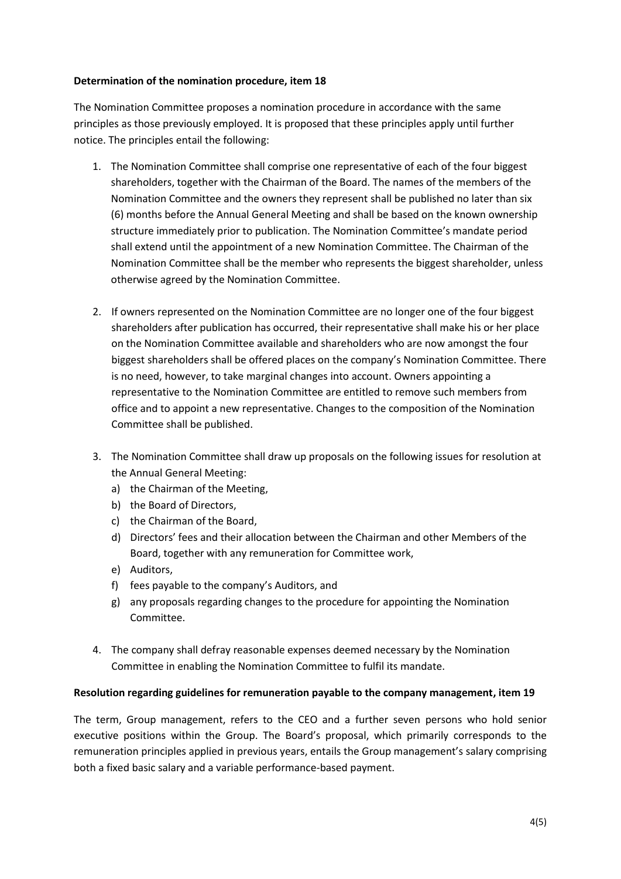**Determination of the nomination procedure, item 18**

The Nomination Committee proposes a nomination procedure in accordance with the same principles as those previously employed. It is proposed that these principles apply until further notice. The principles entail the following:

1. The Nomination Committee shall comprise one representative of each of the four biggest shareholders, together with the Chairman of the Board. The names of the members of the Nomination Committee and the owners they represent shall be published no later than six (6) months before the Annual General Meeting and shall be based on the known ownership structure immediately prior to publication. The Nomination Committee's mandate period shall extend until the appointment of a new Nomination Committee. The Chairman of the Nomination Committee shall be the member who represents the biggest shareholder, unless otherwise agreed by the Nomination Committee.

2. If owners represented on the Nomination Committee are no longer one of the four biggest shareholders after publication has occurred, their representative shall make his or her place on the Nomination Committee available and shareholders who are now amongst the four biggest shareholders shall be offered places on the company's Nomination Committee. There is no need, however, to take marginal changes into account. Owners appointing a representative to the Nomination Committee are entitled to remove such members from office and to appoint a new representative. Changes to the composition of the Nomination Committee shall be published.

3. The Nomination Committee shall draw up proposals on the following issues for resolution at the Annual General Meeting:
   a) the Chairman of the Meeting,
   b) the Board of Directors,
   c) the Chairman of the Board,
   d) Directors' fees and their allocation between the Chairman and other Members of the Board, together with any remuneration for Committee work,
   e) Auditors,
   f) fees payable to the company's Auditors, and
   g) any proposals regarding changes to the procedure for appointing the Nomination Committee.

4. The company shall defray reasonable expenses deemed necessary by the Nomination Committee in enabling the Nomination Committee to fulfil its mandate.

**Resolution regarding guidelines for remuneration payable to the company management, item 19**

The term, Group management, refers to the CEO and a further seven persons who hold senior executive positions within the Group. The Board's proposal, which primarily corresponds to the remuneration principles applied in previous years, entails the Group management's salary comprising both a fixed basic salary and a variable performance-based payment.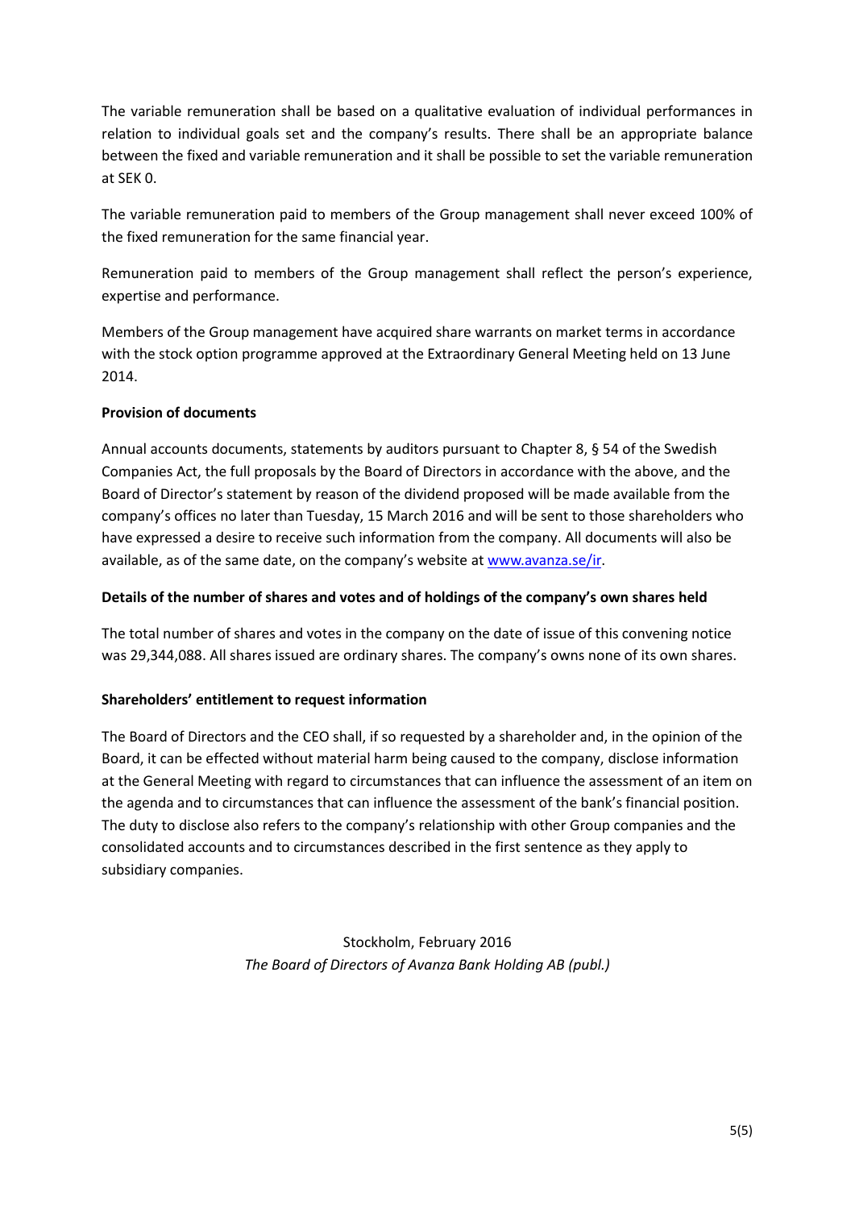The variable remuneration shall be based on a qualitative evaluation of individual performances in relation to individual goals set and the company's results. There shall be an appropriate balance between the fixed and variable remuneration and it shall be possible to set the variable remuneration at SEK 0.

The variable remuneration paid to members of the Group management shall never exceed 100% of the fixed remuneration for the same financial year.

Remuneration paid to members of the Group management shall reflect the person's experience, expertise and performance.

Members of the Group management have acquired share warrants on market terms in accordance with the stock option programme approved at the Extraordinary General Meeting held on 13 June 2014.

**Provision of documents**

Annual accounts documents, statements by auditors pursuant to Chapter 8, § 54 of the Swedish Companies Act, the full proposals by the Board of Directors in accordance with the above, and the Board of Director's statement by reason of the dividend proposed will be made available from the company's offices no later than Tuesday, 15 March 2016 and will be sent to those shareholders who have expressed a desire to receive such information from the company. All documents will also be available, as of the same date, on the company's website at www.avanza.se/ir.

**Details of the number of shares and votes and of holdings of the company's own shares held**

The total number of shares and votes in the company on the date of issue of this convening notice was 29,344,088. All shares issued are ordinary shares. The company's owns none of its own shares.

**Shareholders' entitlement to request information**

The Board of Directors and the CEO shall, if so requested by a shareholder and, in the opinion of the Board, it can be effected without material harm being caused to the company, disclose information at the General Meeting with regard to circumstances that can influence the assessment of an item on the agenda and to circumstances that can influence the assessment of the bank's financial position. The duty to disclose also refers to the company's relationship with other Group companies and the consolidated accounts and to circumstances described in the first sentence as they apply to subsidiary companies.

Stockholm, February 2016

*The Board of Directors of Avanza Bank Holding AB (publ.)*